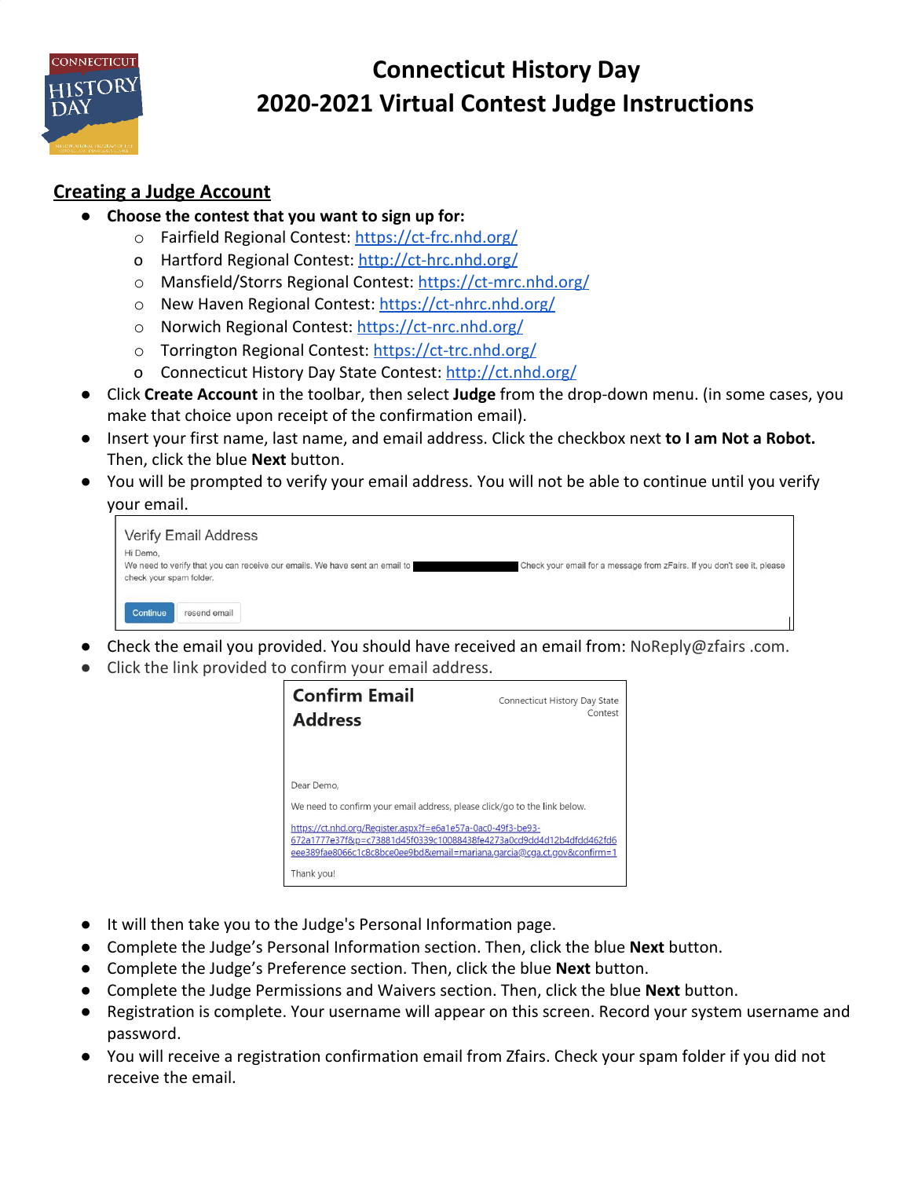# Connecticut History Day
# 2020-2021 Virtual Contest Judge Instructions

## Creating a Judge Account

- **Choose the contest that you want to sign up for:**
  - Fairfield Regional Contest: https://ct-frc.nhd.org/
  - Hartford Regional Contest: http://ct-hrc.nhd.org/
  - Mansfield/Storrs Regional Contest: https://ct-mrc.nhd.org/
  - New Haven Regional Contest: https://ct-nhrc.nhd.org/
  - Norwich Regional Contest: https://ct-nrc.nhd.org/
  - Torrington Regional Contest: https://ct-trc.nhd.org/
  - Connecticut History Day State Contest: http://ct.nhd.org/
- Click **Create Account** in the toolbar, then select **Judge** from the drop-down menu. (in some cases, you make that choice upon receipt of the confirmation email).
- Insert your first name, last name, and email address. Click the checkbox next **to I am Not a Robot.** Then, click the blue **Next** button.
- You will be prompted to verify your email address. You will not be able to continue until you verify your email.

> Verify Email Address
>
> Hi Demo,
>
> We need to verify that you can receive our emails. We have sent an email to ████████ Check your email for a message from zFairs. If you don't see it, please check your spam folder.
>
> Continue | resend email

- Check the email you provided. You should have received an email from: NoReply@zfairs .com.
- Click the link provided to confirm your email address.

> **Confirm Email Address** — Connecticut History Day State Contest
>
> Dear Demo,
>
> We need to confirm your email address, please click/go to the link below.
>
> https://ct.nhd.org/Register.aspx?f=e6a1e57a-0ac0-49f3-be93-672a1777e37f&p=c73881d45f0339c10088438fe4273a0cd9dd4d12b4dfdd462fd6eee389fae8066c1c8c8bce0ee9bd&email=mariana.garcia@cga.ct.gov&confirm=1
>
> Thank you!

- It will then take you to the Judge's Personal Information page.
- Complete the Judge's Personal Information section. Then, click the blue **Next** button.
- Complete the Judge's Preference section. Then, click the blue **Next** button.
- Complete the Judge Permissions and Waivers section. Then, click the blue **Next** button.
- Registration is complete. Your username will appear on this screen. Record your system username and password.
- You will receive a registration confirmation email from Zfairs. Check your spam folder if you did not receive the email.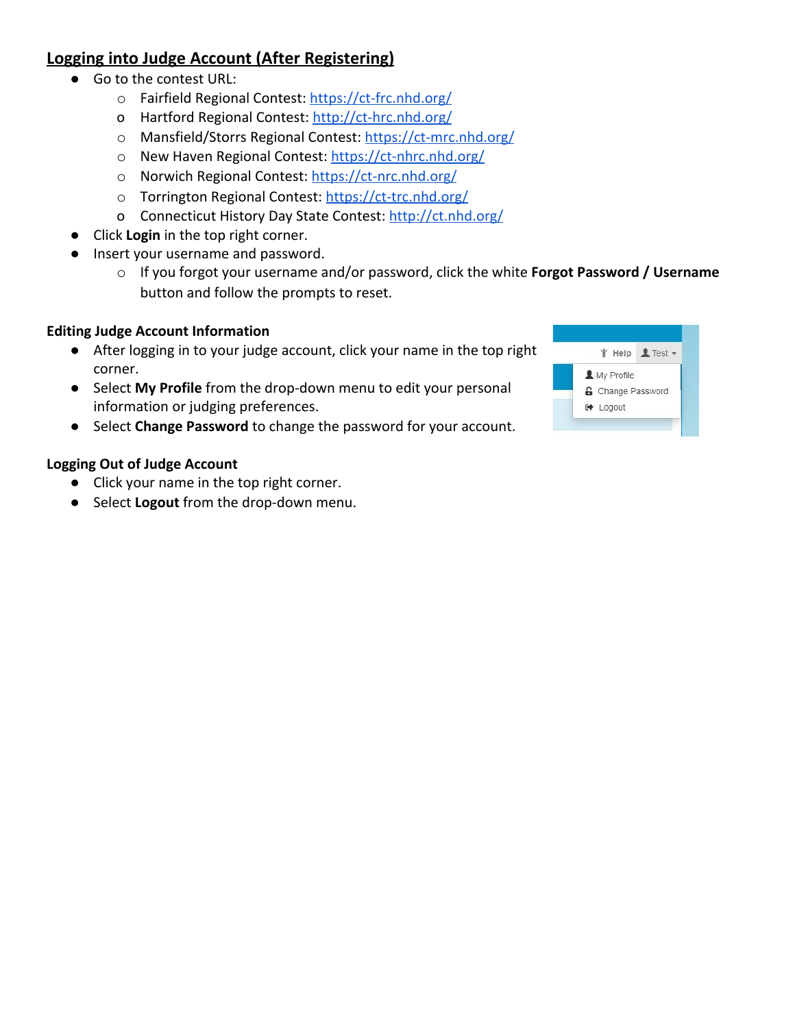## Logging into Judge Account (After Registering)

- Go to the contest URL:
  - Fairfield Regional Contest: https://ct-frc.nhd.org/
  - Hartford Regional Contest: http://ct-hrc.nhd.org/
  - Mansfield/Storrs Regional Contest: https://ct-mrc.nhd.org/
  - New Haven Regional Contest: https://ct-nhrc.nhd.org/
  - Norwich Regional Contest: https://ct-nrc.nhd.org/
  - Torrington Regional Contest: https://ct-trc.nhd.org/
  - Connecticut History Day State Contest: http://ct.nhd.org/
- Click **Login** in the top right corner.
- Insert your username and password.
  - If you forgot your username and/or password, click the white **Forgot Password / Username** button and follow the prompts to reset.

### Editing Judge Account Information

- After logging in to your judge account, click your name in the top right corner.
- Select **My Profile** from the drop-down menu to edit your personal information or judging preferences.
- Select **Change Password** to change the password for your account.

### Logging Out of Judge Account

- Click your name in the top right corner.
- Select **Logout** from the drop-down menu.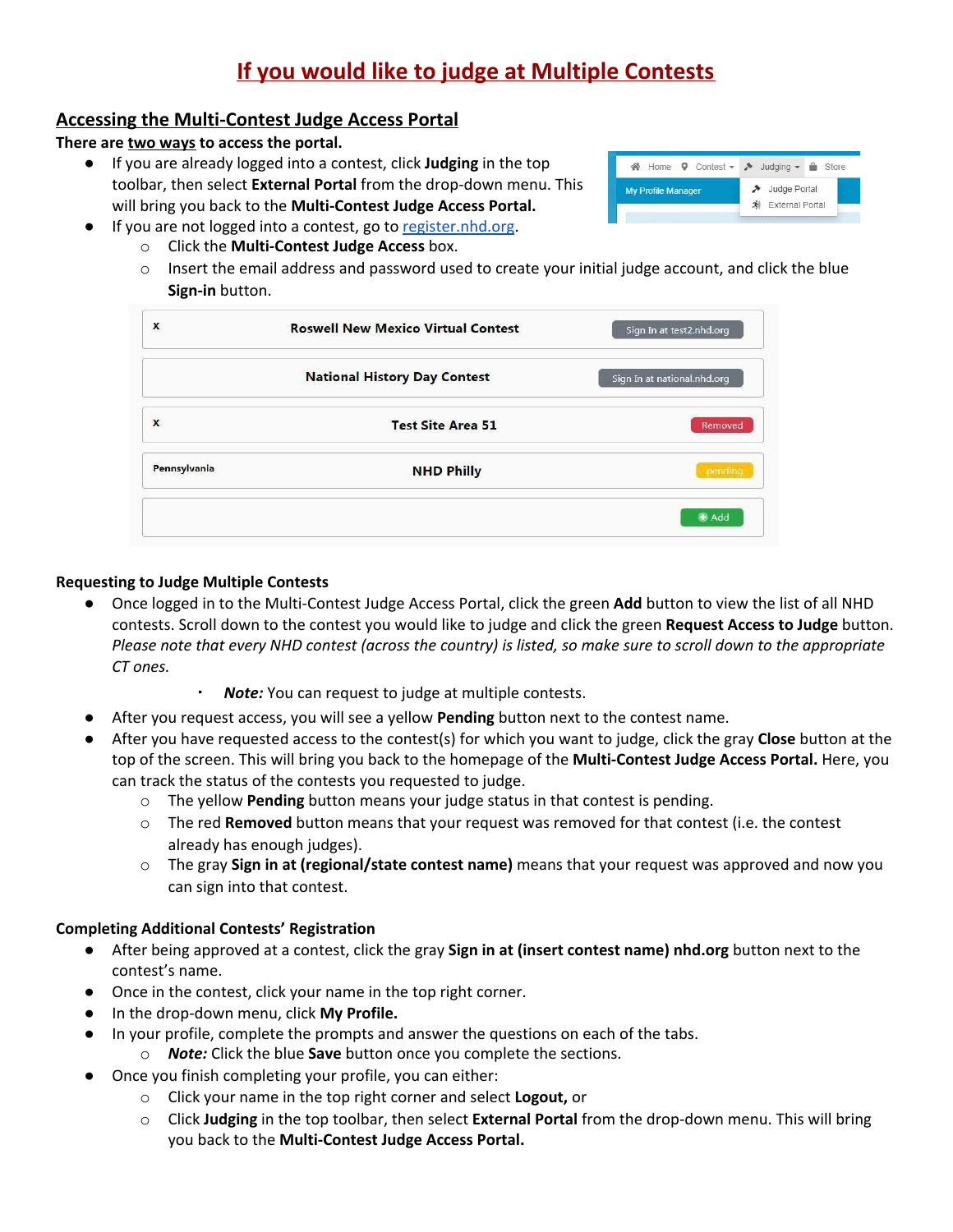# If you would like to judge at Multiple Contests

## Accessing the Multi-Contest Judge Access Portal

**There are two ways to access the portal.**

- If you are already logged into a contest, click **Judging** in the top toolbar, then select **External Portal** from the drop-down menu. This will bring you back to the **Multi-Contest Judge Access Portal.**
- If you are not logged into a contest, go to register.nhd.org.
  - Click the **Multi-Contest Judge Access** box.
  - Insert the email address and password used to create your initial judge account, and click the blue **Sign-in** button.

### Requesting to Judge Multiple Contests

- Once logged in to the Multi-Contest Judge Access Portal, click the green **Add** button to view the list of all NHD contests. Scroll down to the contest you would like to judge and click the green **Request Access to Judge** button. *Please note that every NHD contest (across the country) is listed, so make sure to scroll down to the appropriate CT ones.*
  - ***Note:*** You can request to judge at multiple contests.
- After you request access, you will see a yellow **Pending** button next to the contest name.
- After you have requested access to the contest(s) for which you want to judge, click the gray **Close** button at the top of the screen. This will bring you back to the homepage of the **Multi-Contest Judge Access Portal.** Here, you can track the status of the contests you requested to judge.
  - The yellow **Pending** button means your judge status in that contest is pending.
  - The red **Removed** button means that your request was removed for that contest (i.e. the contest already has enough judges).
  - The gray **Sign in at (regional/state contest name)** means that your request was approved and now you can sign into that contest.

### Completing Additional Contests' Registration

- After being approved at a contest, click the gray **Sign in at (insert contest name) nhd.org** button next to the contest's name.
- Once in the contest, click your name in the top right corner.
- In the drop-down menu, click **My Profile.**
- In your profile, complete the prompts and answer the questions on each of the tabs.
  - ***Note:*** Click the blue **Save** button once you complete the sections.
- Once you finish completing your profile, you can either:
  - Click your name in the top right corner and select **Logout,** or
  - Click **Judging** in the top toolbar, then select **External Portal** from the drop-down menu. This will bring you back to the **Multi-Contest Judge Access Portal.**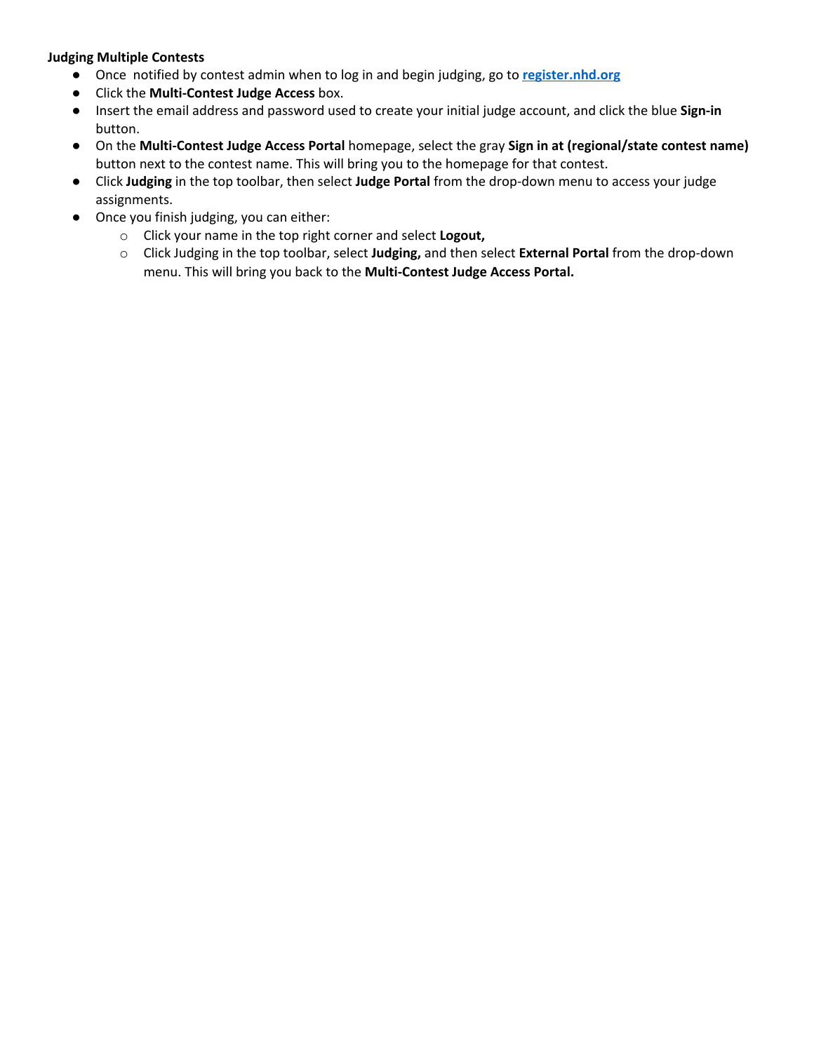**Judging Multiple Contests**

- Once notified by contest admin when to log in and begin judging, go to **[register.nhd.org](register.nhd.org)**
- Click the **Multi-Contest Judge Access** box.
- Insert the email address and password used to create your initial judge account, and click the blue **Sign-in** button.
- On the **Multi-Contest Judge Access Portal** homepage, select the gray **Sign in at (regional/state contest name)** button next to the contest name. This will bring you to the homepage for that contest.
- Click **Judging** in the top toolbar, then select **Judge Portal** from the drop-down menu to access your judge assignments.
- Once you finish judging, you can either:
    - Click your name in the top right corner and select **Logout,**
    - Click Judging in the top toolbar, select **Judging,** and then select **External Portal** from the drop-down menu. This will bring you back to the **Multi-Contest Judge Access Portal.**